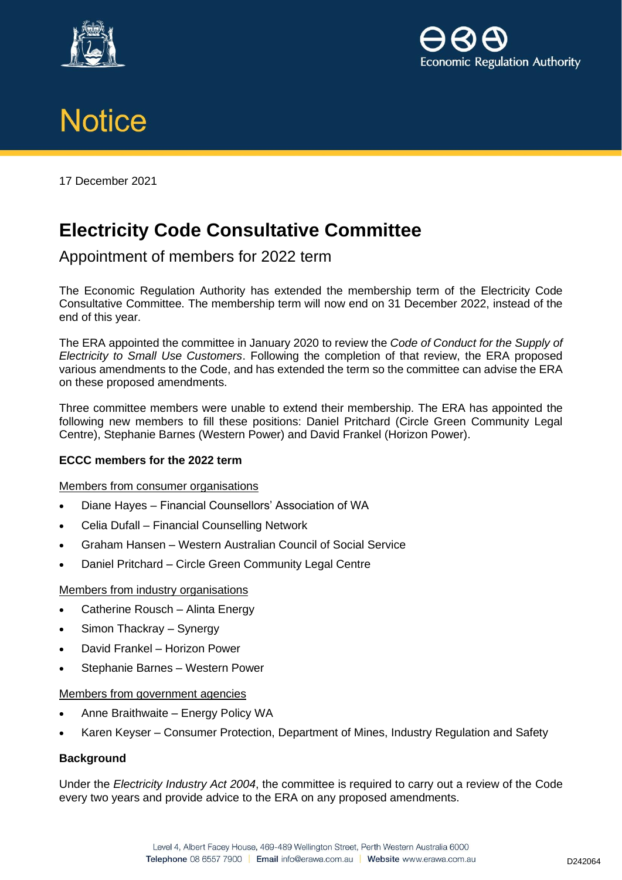# Notice

17 December 2021

## Electricity Code Consultative Committee

### Appointment of members for 2022 term

The Economic Regulation Authority has extended the membership term of the Electricity Code Consultative Committee. The membership term will now end on 31 December 2022, instead of the end of this year.

The ERA appointed the committee in January 2020 to review the *Code of Conduct for the Supply of Electricity to Small Use Customers*. Following the completion of that review, the ERA proposed various amendments to the Code, and has extended the term so the committee can advise the ERA on these proposed amendments.

Three committee members were unable to extend their membership. The ERA has appointed the following new members to fill these positions: Daniel Pritchard (Circle Green Community Legal Centre), Stephanie Barnes (Western Power) and David Frankel (Horizon Power).

**ECCC members for the 2022 term**

Members from consumer organisations

- Diane Hayes – Financial Counsellors' Association of WA
- Celia Dufall – Financial Counselling Network
- Graham Hansen – Western Australian Council of Social Service
- Daniel Pritchard – Circle Green Community Legal Centre

Members from industry organisations

- Catherine Rousch – Alinta Energy
- Simon Thackray – Synergy
- David Frankel – Horizon Power
- Stephanie Barnes – Western Power

Members from government agencies

- Anne Braithwaite – Energy Policy WA
- Karen Keyser – Consumer Protection, Department of Mines, Industry Regulation and Safety

**Background**

Under the *Electricity Industry Act 2004*, the committee is required to carry out a review of the Code every two years and provide advice to the ERA on any proposed amendments.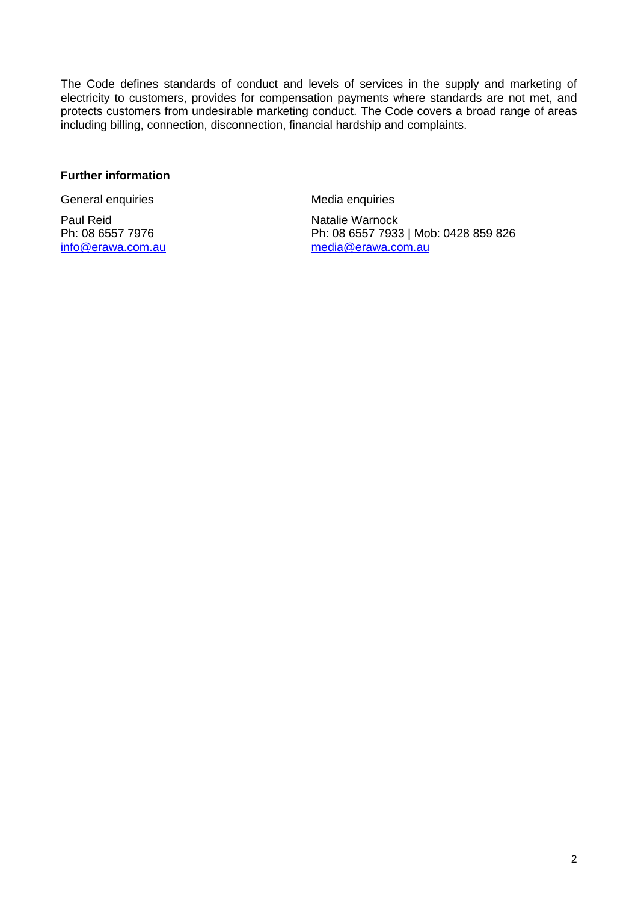The Code defines standards of conduct and levels of services in the supply and marketing of electricity to customers, provides for compensation payments where standards are not met, and protects customers from undesirable marketing conduct. The Code covers a broad range of areas including billing, connection, disconnection, financial hardship and complaints.

**Further information**

General enquiries

Paul Reid
Ph: 08 6557 7976
info@erawa.com.au

Media enquiries

Natalie Warnock
Ph: 08 6557 7933 | Mob: 0428 859 826
media@erawa.com.au